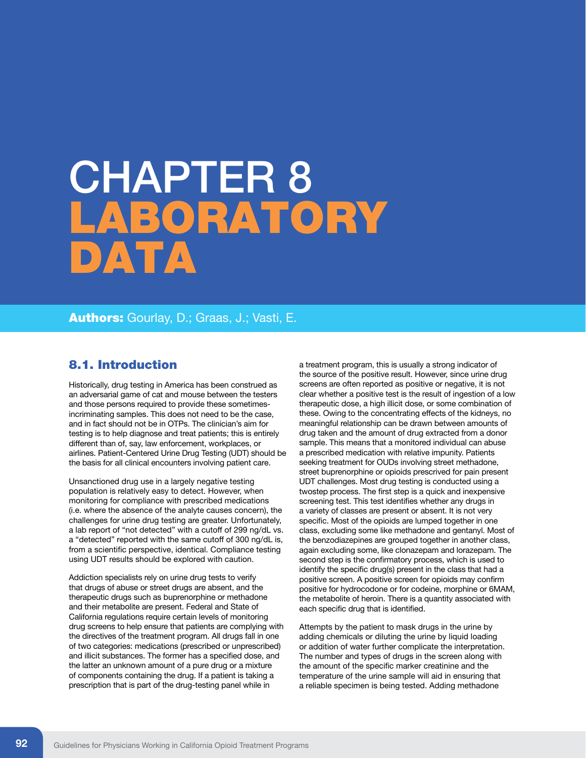# CHAPTER 8 LABORATORY DATA

**Authors:** Gourlay, D.; Graas, J.; Vasti, E.

## 8.1. Introduction

Historically, drug testing in America has been construed as an adversarial game of cat and mouse between the testers and those persons required to provide these sometimes-incriminating samples. This does not need to be the case, and in fact should not be in OTPs. The clinician's aim for testing is to help diagnose and treat patients; this is entirely different than of, say, law enforcement, workplaces, or airlines. Patient-Centered Urine Drug Testing (UDT) should be the basis for all clinical encounters involving patient care.

Unsanctioned drug use in a largely negative testing population is relatively easy to detect. However, when monitoring for compliance with prescribed medications (i.e. where the absence of the analyte causes concern), the challenges for urine drug testing are greater. Unfortunately, a lab report of "not detected" with a cutoff of 299 ng/dL vs. a "detected" reported with the same cutoff of 300 ng/dL is, from a scientific perspective, identical. Compliance testing using UDT results should be explored with caution.

Addiction specialists rely on urine drug tests to verify that drugs of abuse or street drugs are absent, and the therapeutic drugs such as buprenorphine or methadone and their metabolite are present. Federal and State of California regulations require certain levels of monitoring drug screens to help ensure that patients are complying with the directives of the treatment program. All drugs fall in one of two categories: medications (prescribed or unprescribed) and illicit substances. The former has a specified dose, and the latter an unknown amount of a pure drug or a mixture of components containing the drug. If a patient is taking a prescription that is part of the drug-testing panel while in a treatment program, this is usually a strong indicator of the source of the positive result. However, since urine drug screens are often reported as positive or negative, it is not clear whether a positive test is the result of ingestion of a low therapeutic dose, a high illicit dose, or some combination of these. Owing to the concentrating effects of the kidneys, no meaningful relationship can be drawn between amounts of drug taken and the amount of drug extracted from a donor sample. This means that a monitored individual can abuse a prescribed medication with relative impunity. Patients seeking treatment for OUDs involving street methadone, street buprenorphine or opioids prescrived for pain present UDT challenges. Most drug testing is conducted using a twostep process. The first step is a quick and inexpensive screening test. This test identifies whether any drugs in a variety of classes are present or absent. It is not very specific. Most of the opioids are lumped together in one class, excluding some like methadone and gentanyl. Most of the benzodiazepines are grouped together in another class, again excluding some, like clonazepam and lorazepam. The second step is the confirmatory process, which is used to identify the specific drug(s) present in the class that had a positive screen. A positive screen for opioids may confirm positive for hydrocodone or for codeine, morphine or 6MAM, the metabolite of heroin. There is a quantity associated with each specific drug that is identified.

Attempts by the patient to mask drugs in the urine by adding chemicals or diluting the urine by liquid loading or addition of water further complicate the interpretation. The number and types of drugs in the screen along with the amount of the specific marker creatinine and the temperature of the urine sample will aid in ensuring that a reliable specimen is being tested. Adding methadone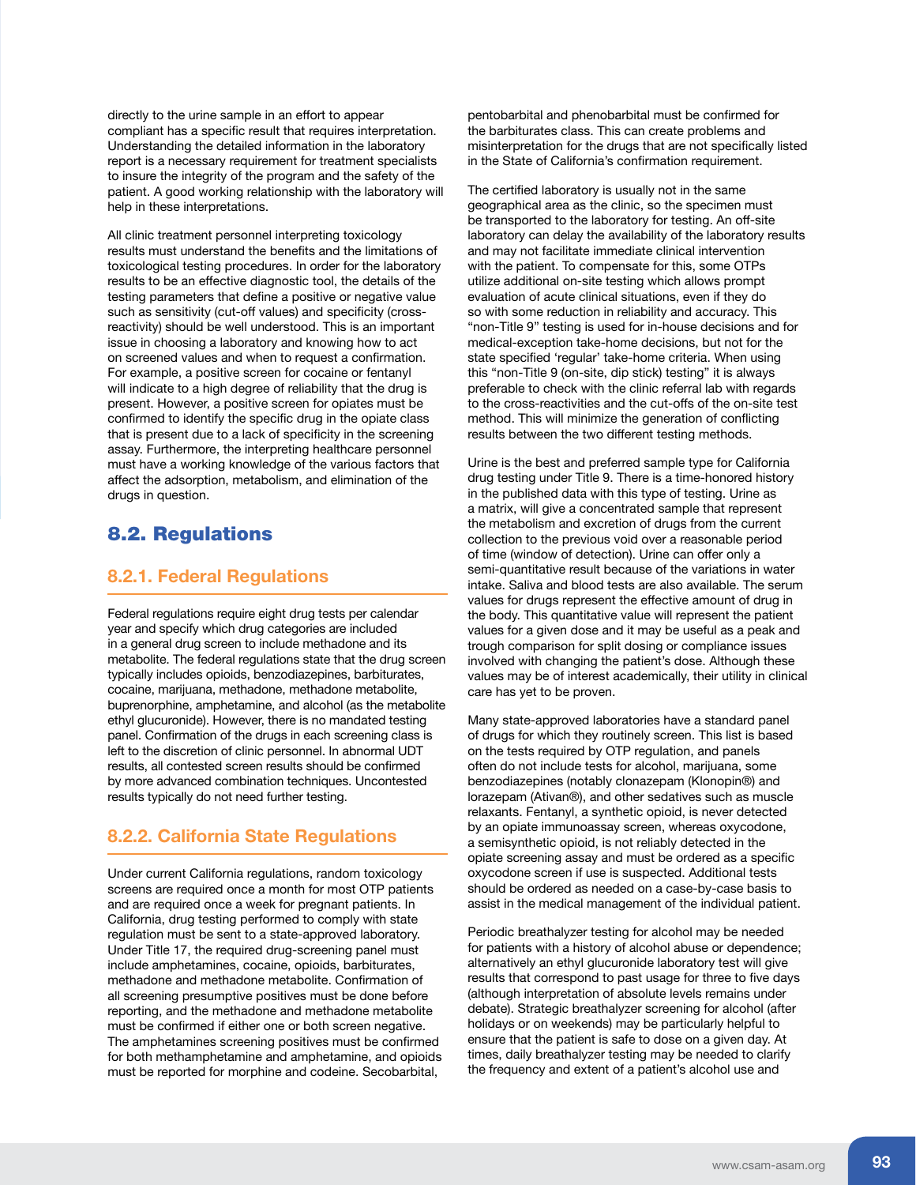directly to the urine sample in an effort to appear compliant has a specific result that requires interpretation. Understanding the detailed information in the laboratory report is a necessary requirement for treatment specialists to insure the integrity of the program and the safety of the patient. A good working relationship with the laboratory will help in these interpretations.

All clinic treatment personnel interpreting toxicology results must understand the benefits and the limitations of toxicological testing procedures. In order for the laboratory results to be an effective diagnostic tool, the details of the testing parameters that define a positive or negative value such as sensitivity (cut-off values) and specificity (cross-reactivity) should be well understood. This is an important issue in choosing a laboratory and knowing how to act on screened values and when to request a confirmation. For example, a positive screen for cocaine or fentanyl will indicate to a high degree of reliability that the drug is present. However, a positive screen for opiates must be confirmed to identify the specific drug in the opiate class that is present due to a lack of specificity in the screening assay. Furthermore, the interpreting healthcare personnel must have a working knowledge of the various factors that affect the adsorption, metabolism, and elimination of the drugs in question.

## 8.2. Regulations

### 8.2.1. Federal Regulations

Federal regulations require eight drug tests per calendar year and specify which drug categories are included in a general drug screen to include methadone and its metabolite. The federal regulations state that the drug screen typically includes opioids, benzodiazepines, barbiturates, cocaine, marijuana, methadone, methadone metabolite, buprenorphine, amphetamine, and alcohol (as the metabolite ethyl glucuronide). However, there is no mandated testing panel. Confirmation of the drugs in each screening class is left to the discretion of clinic personnel. In abnormal UDT results, all contested screen results should be confirmed by more advanced combination techniques. Uncontested results typically do not need further testing.

### 8.2.2. California State Regulations

Under current California regulations, random toxicology screens are required once a month for most OTP patients and are required once a week for pregnant patients. In California, drug testing performed to comply with state regulation must be sent to a state-approved laboratory. Under Title 17, the required drug-screening panel must include amphetamines, cocaine, opioids, barbiturates, methadone and methadone metabolite. Confirmation of all screening presumptive positives must be done before reporting, and the methadone and methadone metabolite must be confirmed if either one or both screen negative. The amphetamines screening positives must be confirmed for both methamphetamine and amphetamine, and opioids must be reported for morphine and codeine. Secobarbital, pentobarbital and phenobarbital must be confirmed for the barbiturates class. This can create problems and misinterpretation for the drugs that are not specifically listed in the State of California's confirmation requirement.

The certified laboratory is usually not in the same geographical area as the clinic, so the specimen must be transported to the laboratory for testing. An off-site laboratory can delay the availability of the laboratory results and may not facilitate immediate clinical intervention with the patient. To compensate for this, some OTPs utilize additional on-site testing which allows prompt evaluation of acute clinical situations, even if they do so with some reduction in reliability and accuracy. This "non-Title 9" testing is used for in-house decisions and for medical-exception take-home decisions, but not for the state specified 'regular' take-home criteria. When using this "non-Title 9 (on-site, dip stick) testing" it is always preferable to check with the clinic referral lab with regards to the cross-reactivities and the cut-offs of the on-site test method. This will minimize the generation of conflicting results between the two different testing methods.

Urine is the best and preferred sample type for California drug testing under Title 9. There is a time-honored history in the published data with this type of testing. Urine as a matrix, will give a concentrated sample that represent the metabolism and excretion of drugs from the current collection to the previous void over a reasonable period of time (window of detection). Urine can offer only a semi-quantitative result because of the variations in water intake. Saliva and blood tests are also available. The serum values for drugs represent the effective amount of drug in the body. This quantitative value will represent the patient values for a given dose and it may be useful as a peak and trough comparison for split dosing or compliance issues involved with changing the patient's dose. Although these values may be of interest academically, their utility in clinical care has yet to be proven.

Many state-approved laboratories have a standard panel of drugs for which they routinely screen. This list is based on the tests required by OTP regulation, and panels often do not include tests for alcohol, marijuana, some benzodiazepines (notably clonazepam (Klonopin®) and lorazepam (Ativan®), and other sedatives such as muscle relaxants. Fentanyl, a synthetic opioid, is never detected by an opiate immunoassay screen, whereas oxycodone, a semisynthetic opioid, is not reliably detected in the opiate screening assay and must be ordered as a specific oxycodone screen if use is suspected. Additional tests should be ordered as needed on a case-by-case basis to assist in the medical management of the individual patient.

Periodic breathalyzer testing for alcohol may be needed for patients with a history of alcohol abuse or dependence; alternatively an ethyl glucuronide laboratory test will give results that correspond to past usage for three to five days (although interpretation of absolute levels remains under debate). Strategic breathalyzer screening for alcohol (after holidays or on weekends) may be particularly helpful to ensure that the patient is safe to dose on a given day. At times, daily breathalyzer testing may be needed to clarify the frequency and extent of a patient's alcohol use and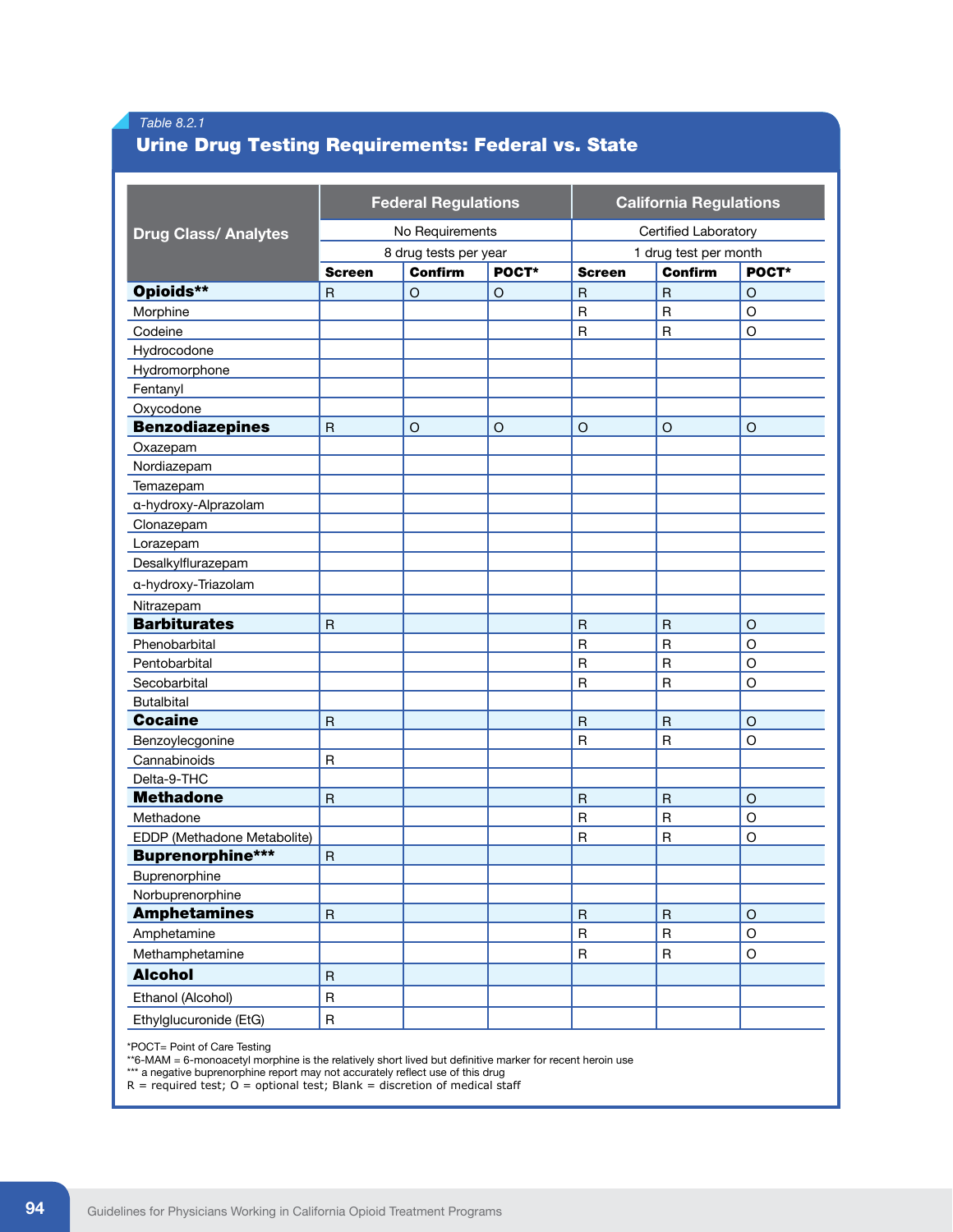*Table 8.2.1*

## Urine Drug Testing Requirements: Federal vs. State

| Drug Class/ Analytes | Federal Regulations | | | California Regulations | | |
|---|---|---|---|---|---|---|
| | No Requirements | | | Certified Laboratory | | |
| | 8 drug tests per year | | | 1 drug test per month | | |
| | **Screen** | **Confirm** | **POCT*** | **Screen** | **Confirm** | **POCT*** |
| **Opioids**** | R | O | O | R | R | O |
| Morphine | | | | R | R | O |
| Codeine | | | | R | R | O |
| Hydrocodone | | | | | | |
| Hydromorphone | | | | | | |
| Fentanyl | | | | | | |
| Oxycodone | | | | | | |
| **Benzodiazepines** | R | O | O | O | O | O |
| Oxazepam | | | | | | |
| Nordiazepam | | | | | | |
| Temazepam | | | | | | |
| α-hydroxy-Alprazolam | | | | | | |
| Clonazepam | | | | | | |
| Lorazepam | | | | | | |
| Desalkylflurazepam | | | | | | |
| α-hydroxy-Triazolam | | | | | | |
| Nitrazepam | | | | | | |
| **Barbiturates** | R | | | R | R | O |
| Phenobarbital | | | | R | R | O |
| Pentobarbital | | | | R | R | O |
| Secobarbital | | | | R | R | O |
| Butalbital | | | | | | |
| **Cocaine** | R | | | R | R | O |
| Benzoylecgonine | | | | R | R | O |
| Cannabinoids | R | | | | | |
| Delta-9-THC | | | | | | |
| **Methadone** | R | | | R | R | O |
| Methadone | | | | R | R | O |
| EDDP (Methadone Metabolite) | | | | R | R | O |
| **Buprenorphine***** | R | | | | | |
| Buprenorphine | | | | | | |
| Norbuprenorphine | | | | | | |
| **Amphetamines** | R | | | R | R | O |
| Amphetamine | | | | R | R | O |
| Methamphetamine | | | | R | R | O |
| **Alcohol** | R | | | | | |
| Ethanol (Alcohol) | R | | | | | |
| Ethylglucuronide (EtG) | R | | | | | |

*POCT= Point of Care Testing
**6-MAM = 6-monoacetyl morphine is the relatively short lived but definitive marker for recent heroin use
*** a negative buprenorphine report may not accurately reflect use of this drug
R = required test; O = optional test; Blank = discretion of medical staff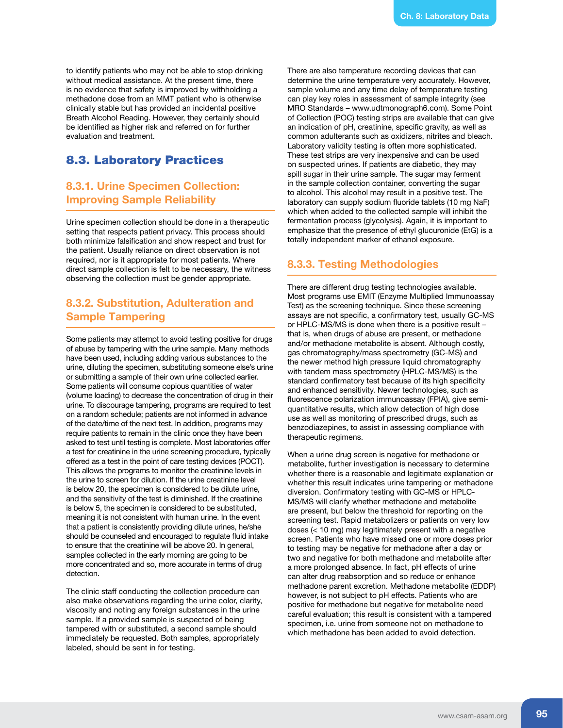to identify patients who may not be able to stop drinking without medical assistance. At the present time, there is no evidence that safety is improved by withholding a methadone dose from an MMT patient who is otherwise clinically stable but has provided an incidental positive Breath Alcohol Reading. However, they certainly should be identified as higher risk and referred on for further evaluation and treatment.

## 8.3. Laboratory Practices

### 8.3.1. Urine Specimen Collection: Improving Sample Reliability

Urine specimen collection should be done in a therapeutic setting that respects patient privacy. This process should both minimize falsification and show respect and trust for the patient. Usually reliance on direct observation is not required, nor is it appropriate for most patients. Where direct sample collection is felt to be necessary, the witness observing the collection must be gender appropriate.

### 8.3.2. Substitution, Adulteration and Sample Tampering

Some patients may attempt to avoid testing positive for drugs of abuse by tampering with the urine sample. Many methods have been used, including adding various substances to the urine, diluting the specimen, substituting someone else's urine or submitting a sample of their own urine collected earlier. Some patients will consume copious quantities of water (volume loading) to decrease the concentration of drug in their urine. To discourage tampering, programs are required to test on a random schedule; patients are not informed in advance of the date/time of the next test. In addition, programs may require patients to remain in the clinic once they have been asked to test until testing is complete. Most laboratories offer a test for creatinine in the urine screening procedure, typically offered as a test in the point of care testing devices (POCT). This allows the programs to monitor the creatinine levels in the urine to screen for dilution. If the urine creatinine level is below 20, the specimen is considered to be dilute urine, and the sensitivity of the test is diminished. If the creatinine is below 5, the specimen is considered to be substituted, meaning it is not consistent with human urine. In the event that a patient is consistently providing dilute urines, he/she should be counseled and encouraged to regulate fluid intake to ensure that the creatinine will be above 20. In general, samples collected in the early morning are going to be more concentrated and so, more accurate in terms of drug detection.

The clinic staff conducting the collection procedure can also make observations regarding the urine color, clarity, viscosity and noting any foreign substances in the urine sample. If a provided sample is suspected of being tampered with or substituted, a second sample should immediately be requested. Both samples, appropriately labeled, should be sent in for testing.

There are also temperature recording devices that can determine the urine temperature very accurately. However, sample volume and any time delay of temperature testing can play key roles in assessment of sample integrity (see MRO Standards – www.udtmonograph6.com). Some Point of Collection (POC) testing strips are available that can give an indication of pH, creatinine, specific gravity, as well as common adulterants such as oxidizers, nitrites and bleach. Laboratory validity testing is often more sophisticated. These test strips are very inexpensive and can be used on suspected urines. If patients are diabetic, they may spill sugar in their urine sample. The sugar may ferment in the sample collection container, converting the sugar to alcohol. This alcohol may result in a positive test. The laboratory can supply sodium fluoride tablets (10 mg NaF) which when added to the collected sample will inhibit the fermentation process (glycolysis). Again, it is important to emphasize that the presence of ethyl glucuronide (EtG) is a totally independent marker of ethanol exposure.

### 8.3.3. Testing Methodologies

There are different drug testing technologies available. Most programs use EMIT (Enzyme Multiplied Immunoassay Test) as the screening technique. Since these screening assays are not specific, a confirmatory test, usually GC-MS or HPLC-MS/MS is done when there is a positive result – that is, when drugs of abuse are present, or methadone and/or methadone metabolite is absent. Although costly, gas chromatography/mass spectrometry (GC-MS) and the newer method high pressure liquid chromatography with tandem mass spectrometry (HPLC-MS/MS) is the standard confirmatory test because of its high specificity and enhanced sensitivity. Newer technologies, such as fluorescence polarization immunoassay (FPIA), give semi-quantitative results, which allow detection of high dose use as well as monitoring of prescribed drugs, such as benzodiazepines, to assist in assessing compliance with therapeutic regimens.

When a urine drug screen is negative for methadone or metabolite, further investigation is necessary to determine whether there is a reasonable and legitimate explanation or whether this result indicates urine tampering or methadone diversion. Confirmatory testing with GC-MS or HPLC-MS/MS will clarify whether methadone and metabolite are present, but below the threshold for reporting on the screening test. Rapid metabolizers or patients on very low doses (< 10 mg) may legitimately present with a negative screen. Patients who have missed one or more doses prior to testing may be negative for methadone after a day or two and negative for both methadone and metabolite after a more prolonged absence. In fact, pH effects of urine can alter drug reabsorption and so reduce or enhance methadone parent excretion. Methadone metabolite (EDDP) however, is not subject to pH effects. Patients who are positive for methadone but negative for metabolite need careful evaluation; this result is consistent with a tampered specimen, i.e. urine from someone not on methadone to which methadone has been added to avoid detection.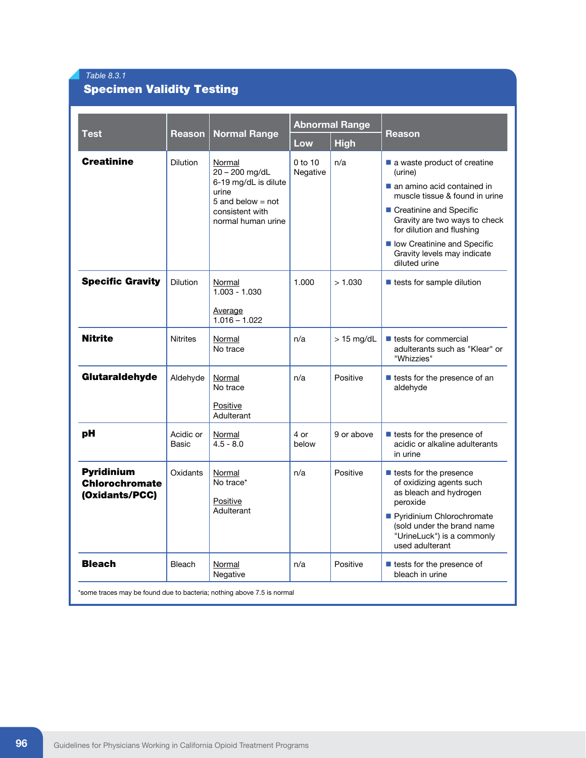*Table 8.3.1*

## Specimen Validity Testing

| Test | Reason | Normal Range | Abnormal Range | | Reason |
|---|---|---|---|---|---|
| | | | Low | High | |
| **Creatinine** | Dilution | Normal<br>20 – 200 mg/dL<br>6-19 mg/dL is dilute urine<br>5 and below = not consistent with normal human urine | 0 to 10 Negative | n/a | ■ a waste product of creatine (urine)<br>■ an amino acid contained in muscle tissue & found in urine<br>■ Creatinine and Specific Gravity are two ways to check for dilution and flushing<br>■ low Creatinine and Specific Gravity levels may indicate diluted urine |
| **Specific Gravity** | Dilution | Normal<br>1.003 - 1.030<br><br>Average<br>1.016 – 1.022 | 1.000 | > 1.030 | ■ tests for sample dilution |
| **Nitrite** | Nitrites | Normal<br>No trace | n/a | > 15 mg/dL | ■ tests for commercial adulterants such as "Klear" or "Whizzies" |
| **Glutaraldehyde** | Aldehyde | Normal<br>No trace<br><br>Positive<br>Adulterant | n/a | Positive | ■ tests for the presence of an aldehyde |
| **pH** | Acidic or Basic | Normal<br>4.5 - 8.0 | 4 or below | 9 or above | ■ tests for the presence of acidic or alkaline adulterants in urine |
| **Pyridinium Chlorochromate (Oxidants/PCC)** | Oxidants | Normal<br>No trace*<br><br>Positive<br>Adulterant | n/a | Positive | ■ tests for the presence of oxidizing agents such as bleach and hydrogen peroxide<br>■ Pyridinium Chlorochromate (sold under the brand name "UrineLuck") is a commonly used adulterant |
| **Bleach** | Bleach | Normal<br>Negative | n/a | Positive | ■ tests for the presence of bleach in urine |

*some traces may be found due to bacteria; nothing above 7.5 is normal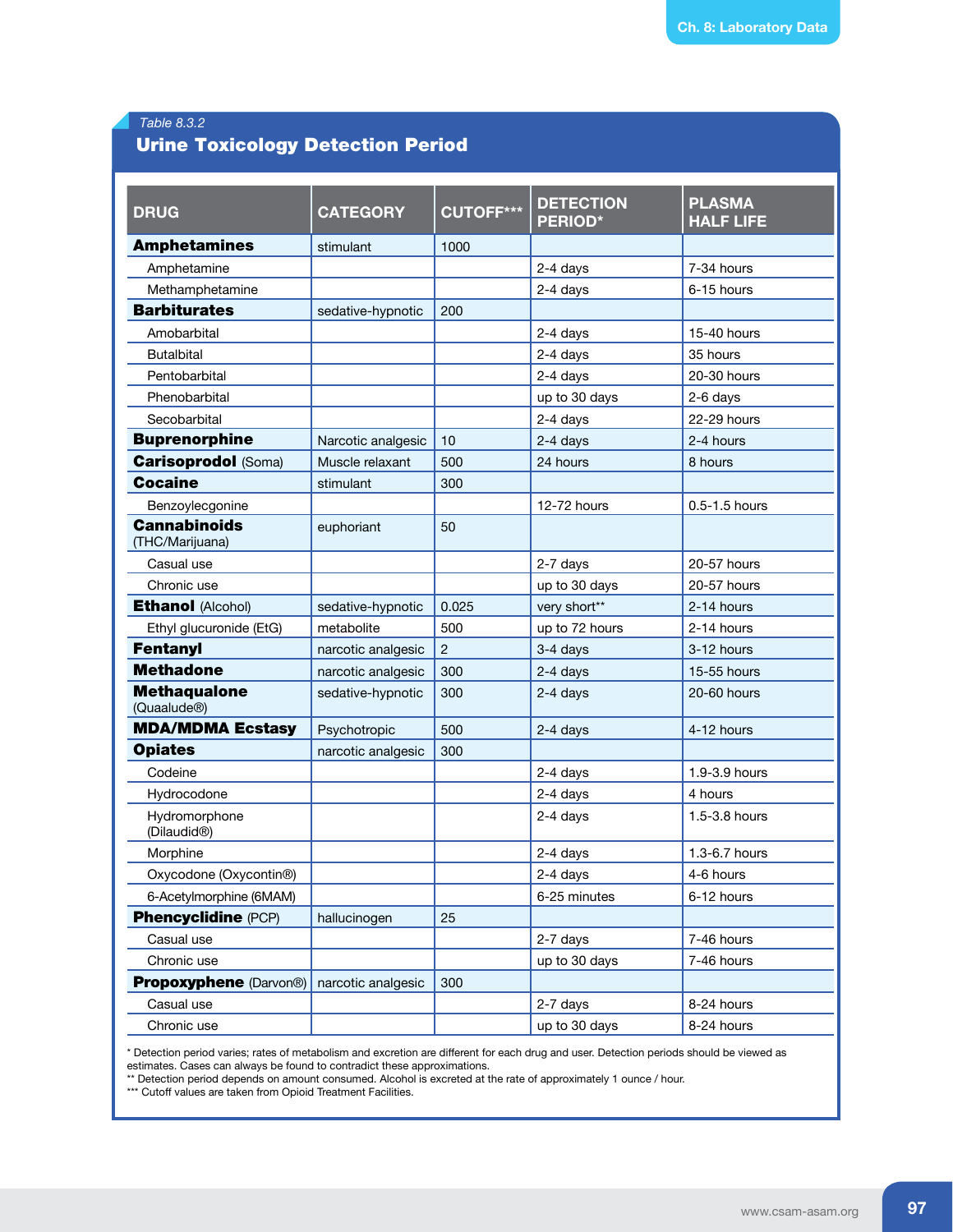*Table 8.3.2*

## Urine Toxicology Detection Period

| DRUG | CATEGORY | CUTOFF*** | DETECTION PERIOD* | PLASMA HALF LIFE |
|---|---|---|---|---|
| **Amphetamines** | stimulant | 1000 | | |
| Amphetamine | | | 2-4 days | 7-34 hours |
| Methamphetamine | | | 2-4 days | 6-15 hours |
| **Barbiturates** | sedative-hypnotic | 200 | | |
| Amobarbital | | | 2-4 days | 15-40 hours |
| Butalbital | | | 2-4 days | 35 hours |
| Pentobarbital | | | 2-4 days | 20-30 hours |
| Phenobarbital | | | up to 30 days | 2-6 days |
| Secobarbital | | | 2-4 days | 22-29 hours |
| **Buprenorphine** | Narcotic analgesic | 10 | 2-4 days | 2-4 hours |
| **Carisoprodol** (Soma) | Muscle relaxant | 500 | 24 hours | 8 hours |
| **Cocaine** | stimulant | 300 | | |
| Benzoylecgonine | | | 12-72 hours | 0.5-1.5 hours |
| **Cannabinoids** (THC/Marijuana) | euphoriant | 50 | | |
| Casual use | | | 2-7 days | 20-57 hours |
| Chronic use | | | up to 30 days | 20-57 hours |
| **Ethanol** (Alcohol) | sedative-hypnotic | 0.025 | very short** | 2-14 hours |
| Ethyl glucuronide (EtG) | metabolite | 500 | up to 72 hours | 2-14 hours |
| **Fentanyl** | narcotic analgesic | 2 | 3-4 days | 3-12 hours |
| **Methadone** | narcotic analgesic | 300 | 2-4 days | 15-55 hours |
| **Methaqualone** (Quaalude®) | sedative-hypnotic | 300 | 2-4 days | 20-60 hours |
| **MDA/MDMA Ecstasy** | Psychotropic | 500 | 2-4 days | 4-12 hours |
| **Opiates** | narcotic analgesic | 300 | | |
| Codeine | | | 2-4 days | 1.9-3.9 hours |
| Hydrocodone | | | 2-4 days | 4 hours |
| Hydromorphone (Dilaudid®) | | | 2-4 days | 1.5-3.8 hours |
| Morphine | | | 2-4 days | 1.3-6.7 hours |
| Oxycodone (Oxycontin®) | | | 2-4 days | 4-6 hours |
| 6-Acetylmorphine (6MAM) | | | 6-25 minutes | 6-12 hours |
| **Phencyclidine** (PCP) | hallucinogen | 25 | | |
| Casual use | | | 2-7 days | 7-46 hours |
| Chronic use | | | up to 30 days | 7-46 hours |
| **Propoxyphene** (Darvon®) | narcotic analgesic | 300 | | |
| Casual use | | | 2-7 days | 8-24 hours |
| Chronic use | | | up to 30 days | 8-24 hours |

\* Detection period varies; rates of metabolism and excretion are different for each drug and user. Detection periods should be viewed as estimates. Cases can always be found to contradict these approximations.
\*\* Detection period depends on amount consumed. Alcohol is excreted at the rate of approximately 1 ounce / hour.
\*\*\* Cutoff values are taken from Opioid Treatment Facilities.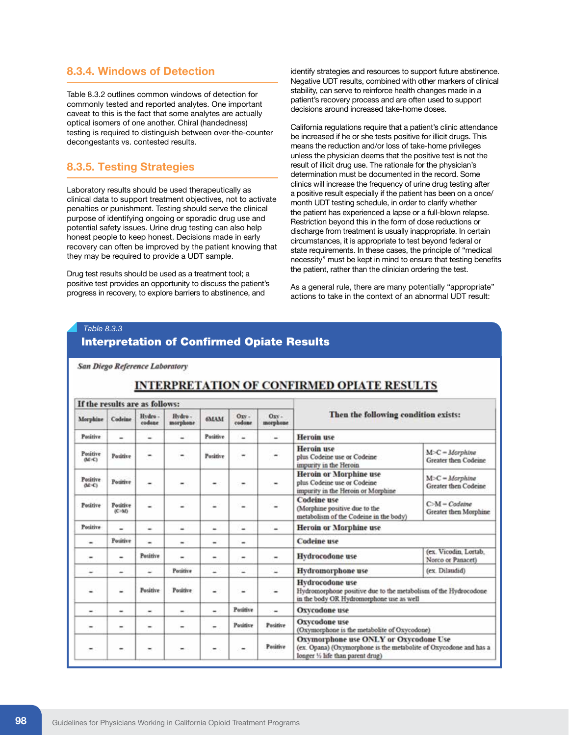## 8.3.4. Windows of Detection

Table 8.3.2 outlines common windows of detection for commonly tested and reported analytes. One important caveat to this is the fact that some analytes are actually optical isomers of one another. Chiral (handedness) testing is required to distinguish between over-the-counter decongestants vs. contested results.

## 8.3.5. Testing Strategies

Laboratory results should be used therapeutically as clinical data to support treatment objectives, not to activate penalties or punishment. Testing should serve the clinical purpose of identifying ongoing or sporadic drug use and potential safety issues. Urine drug testing can also help honest people to keep honest. Decisions made in early recovery can often be improved by the patient knowing that they may be required to provide a UDT sample.

Drug test results should be used as a treatment tool; a positive test provides an opportunity to discuss the patient's progress in recovery, to explore barriers to abstinence, and identify strategies and resources to support future abstinence. Negative UDT results, combined with other markers of clinical stability, can serve to reinforce health changes made in a patient's recovery process and are often used to support decisions around increased take-home doses.

California regulations require that a patient's clinic attendance be increased if he or she tests positive for illicit drugs. This means the reduction and/or loss of take-home privileges unless the physician deems that the positive test is not the result of illicit drug use. The rationale for the physician's determination must be documented in the record. Some clinics will increase the frequency of urine drug testing after a positive result especially if the patient has been on a once/month UDT testing schedule, in order to clarify whether the patient has experienced a lapse or a full-blown relapse. Restriction beyond this in the form of dose reductions or discharge from treatment is usually inappropriate. In certain circumstances, it is appropriate to test beyond federal or state requirements. In these cases, the principle of "medical necessity" must be kept in mind to ensure that testing benefits the patient, rather than the clinician ordering the test.

As a general rule, there are many potentially "appropriate" actions to take in the context of an abnormal UDT result:

*Table 8.3.3*

**Interpretation of Confirmed Opiate Results**

*San Diego Reference Laboratory*

**INTERPRETATION OF CONFIRMED OPIATE RESULTS**

| If the results are as follows: | | | | | | | Then the following condition exists: | |
|---|---|---|---|---|---|---|---|---|
| Morphine | Codeine | Hydro - codone | Hydro - morphone | 6MAM | Oxy - codone | Oxy - morphone | | |
| Positive | – | – | – | Positive | – | – | **Heroin use** | |
| Positive (M>C) | Positive | – | – | Positive | – | – | **Heroin use** plus Codeine use or Codeine impurity in the Heroin | M>C = *Morphine* Greater then Codeine |
| Positive (M>C) | Positive | – | – | – | – | – | **Heroin or Morphine use** plus Codeine use or Codeine impurity in the Heroin or Morphine | M>C = *Morphine* Greater then Codeine |
| Positive | Positive (C>M) | – | – | – | – | – | **Codeine use** (Morphine positive due to the metabolism of the Codeine in the body) | C>M = *Codeine* Greater then Morphine |
| Positive | – | – | – | – | – | – | **Heroin or Morphine use** | |
| – | Positive | – | – | – | – | | **Codeine use** | |
| – | – | Positive | – | – | – | – | **Hydrocodone use** | (ex. Vicodin, Lortab, Norco or Panacet) |
| – | – | – | Positive | – | – | – | **Hydromorphone use** | (ex. Dilaudid) |
| – | – | Positive | Positive | – | – | – | **Hydrocodone use** Hydromorphone positive due to the metabolism of the Hydrocodone in the body OR Hydromorphone use as well | |
| – | – | – | – | – | Positive | – | **Oxycodone use** | |
| – | – | – | – | – | Positive | Positive | **Oxycodone use** (Oxymorphone is the metabolite of Oxycodone) | |
| – | – | – | – | – | – | Positive | **Oxymorphone use ONLY or Oxycodone Use** (ex. Opana) (Oxymorphone is the metabolite of Oxycodone and has a longer ½ life than parent drug) | |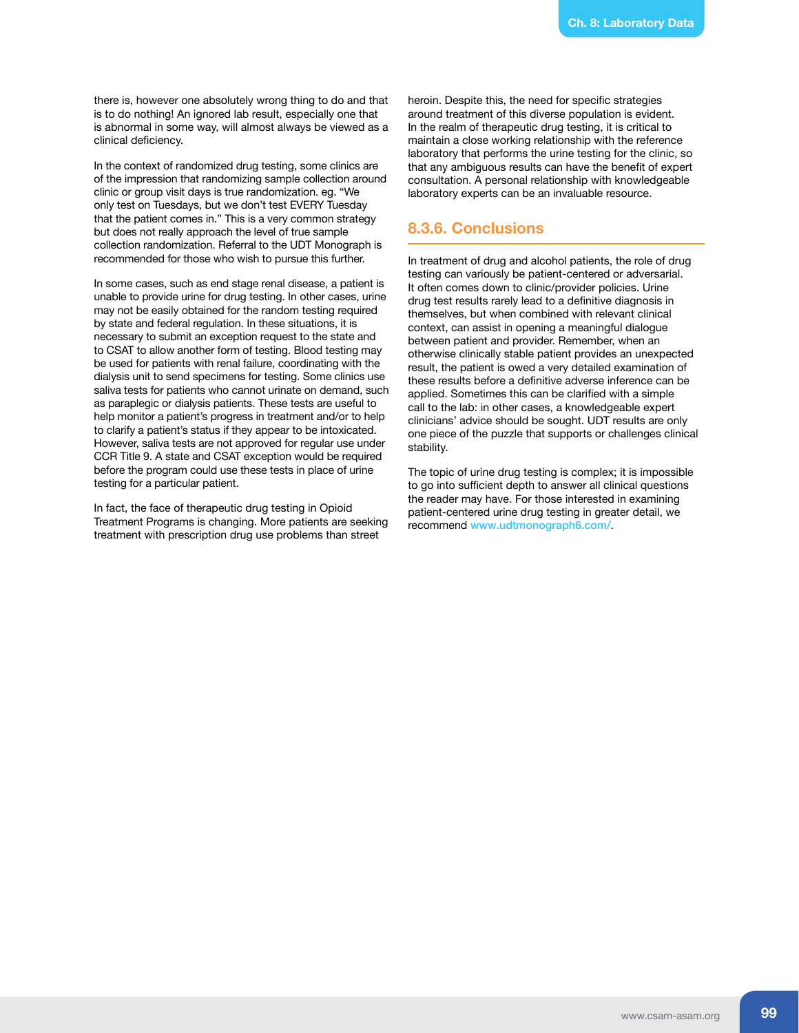there is, however one absolutely wrong thing to do and that is to do nothing! An ignored lab result, especially one that is abnormal in some way, will almost always be viewed as a clinical deficiency.

In the context of randomized drug testing, some clinics are of the impression that randomizing sample collection around clinic or group visit days is true randomization. eg. "We only test on Tuesdays, but we don't test EVERY Tuesday that the patient comes in." This is a very common strategy but does not really approach the level of true sample collection randomization. Referral to the UDT Monograph is recommended for those who wish to pursue this further.

In some cases, such as end stage renal disease, a patient is unable to provide urine for drug testing. In other cases, urine may not be easily obtained for the random testing required by state and federal regulation. In these situations, it is necessary to submit an exception request to the state and to CSAT to allow another form of testing. Blood testing may be used for patients with renal failure, coordinating with the dialysis unit to send specimens for testing. Some clinics use saliva tests for patients who cannot urinate on demand, such as paraplegic or dialysis patients. These tests are useful to help monitor a patient's progress in treatment and/or to help to clarify a patient's status if they appear to be intoxicated. However, saliva tests are not approved for regular use under CCR Title 9. A state and CSAT exception would be required before the program could use these tests in place of urine testing for a particular patient.

In fact, the face of therapeutic drug testing in Opioid Treatment Programs is changing. More patients are seeking treatment with prescription drug use problems than street heroin. Despite this, the need for specific strategies around treatment of this diverse population is evident. In the realm of therapeutic drug testing, it is critical to maintain a close working relationship with the reference laboratory that performs the urine testing for the clinic, so that any ambiguous results can have the benefit of expert consultation. A personal relationship with knowledgeable laboratory experts can be an invaluable resource.

### 8.3.6. Conclusions

In treatment of drug and alcohol patients, the role of drug testing can variously be patient-centered or adversarial. It often comes down to clinic/provider policies. Urine drug test results rarely lead to a definitive diagnosis in themselves, but when combined with relevant clinical context, can assist in opening a meaningful dialogue between patient and provider. Remember, when an otherwise clinically stable patient provides an unexpected result, the patient is owed a very detailed examination of these results before a definitive adverse inference can be applied. Sometimes this can be clarified with a simple call to the lab: in other cases, a knowledgeable expert clinicians' advice should be sought. UDT results are only one piece of the puzzle that supports or challenges clinical stability.

The topic of urine drug testing is complex; it is impossible to go into sufficient depth to answer all clinical questions the reader may have. For those interested in examining patient-centered urine drug testing in greater detail, we recommend www.udtmonograph6.com/.